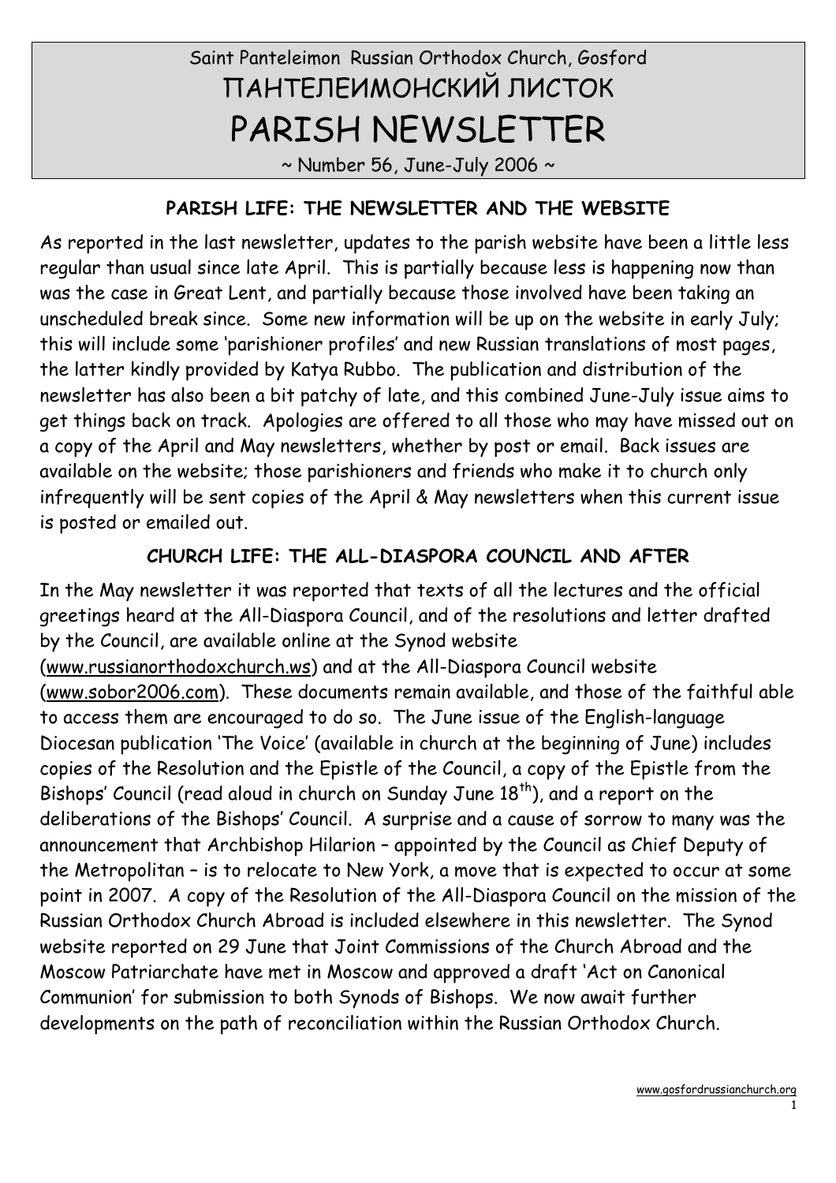# Saint Panteleimon Russian Orthodox Church, Gosford

# ПАНТЕЛЕИМОНСКИЙ ЛИСТОК

# PARISH NEWSLETTER

~ Number 56, June-July 2006 ~

## PARISH LIFE: THE NEWSLETTER AND THE WEBSITE

As reported in the last newsletter, updates to the parish website have been a little less regular than usual since late April. This is partially because less is happening now than was the case in Great Lent, and partially because those involved have been taking an unscheduled break since. Some new information will be up on the website in early July; this will include some 'parishioner profiles' and new Russian translations of most pages, the latter kindly provided by Katya Rubbo. The publication and distribution of the newsletter has also been a bit patchy of late, and this combined June-July issue aims to get things back on track. Apologies are offered to all those who may have missed out on a copy of the April and May newsletters, whether by post or email. Back issues are available on the website; those parishioners and friends who make it to church only infrequently will be sent copies of the April & May newsletters when this current issue is posted or emailed out.

## CHURCH LIFE: THE ALL-DIASPORA COUNCIL AND AFTER

In the May newsletter it was reported that texts of all the lectures and the official greetings heard at the All-Diaspora Council, and of the resolutions and letter drafted by the Council, are available online at the Synod website (www.russianorthodoxchurch.ws) and at the All-Diaspora Council website (www.sobor2006.com). These documents remain available, and those of the faithful able to access them are encouraged to do so. The June issue of the English-language Diocesan publication 'The Voice' (available in church at the beginning of June) includes copies of the Resolution and the Epistle of the Council, a copy of the Epistle from the Bishops' Council (read aloud in church on Sunday June 18th), and a report on the deliberations of the Bishops' Council. A surprise and a cause of sorrow to many was the announcement that Archbishop Hilarion – appointed by the Council as Chief Deputy of the Metropolitan – is to relocate to New York, a move that is expected to occur at some point in 2007. A copy of the Resolution of the All-Diaspora Council on the mission of the Russian Orthodox Church Abroad is included elsewhere in this newsletter. The Synod website reported on 29 June that Joint Commissions of the Church Abroad and the Moscow Patriarchate have met in Moscow and approved a draft 'Act on Canonical Communion' for submission to both Synods of Bishops. We now await further developments on the path of reconciliation within the Russian Orthodox Church.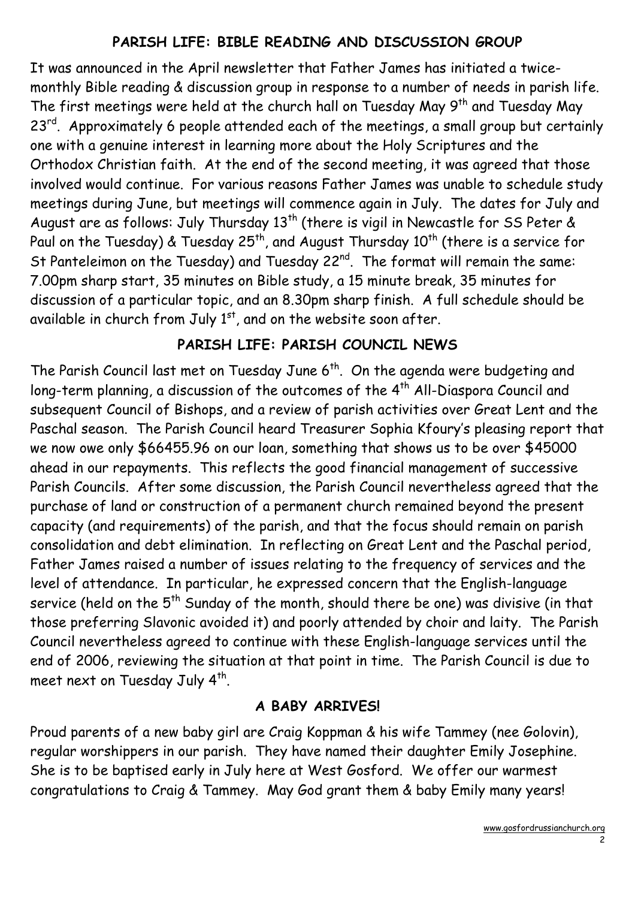## PARISH LIFE: BIBLE READING AND DISCUSSION GROUP

It was announced in the April newsletter that Father James has initiated a twice-monthly Bible reading & discussion group in response to a number of needs in parish life. The first meetings were held at the church hall on Tuesday May 9th and Tuesday May 23rd. Approximately 6 people attended each of the meetings, a small group but certainly one with a genuine interest in learning more about the Holy Scriptures and the Orthodox Christian faith. At the end of the second meeting, it was agreed that those involved would continue. For various reasons Father James was unable to schedule study meetings during June, but meetings will commence again in July. The dates for July and August are as follows: July Thursday 13th (there is vigil in Newcastle for SS Peter & Paul on the Tuesday) & Tuesday 25th, and August Thursday 10th (there is a service for St Panteleimon on the Tuesday) and Tuesday 22nd. The format will remain the same: 7.00pm sharp start, 35 minutes on Bible study, a 15 minute break, 35 minutes for discussion of a particular topic, and an 8.30pm sharp finish. A full schedule should be available in church from July 1st, and on the website soon after.

## PARISH LIFE: PARISH COUNCIL NEWS

The Parish Council last met on Tuesday June 6th. On the agenda were budgeting and long-term planning, a discussion of the outcomes of the 4th All-Diaspora Council and subsequent Council of Bishops, and a review of parish activities over Great Lent and the Paschal season. The Parish Council heard Treasurer Sophia Kfoury's pleasing report that we now owe only $66455.96 on our loan, something that shows us to be over $45000 ahead in our repayments. This reflects the good financial management of successive Parish Councils. After some discussion, the Parish Council nevertheless agreed that the purchase of land or construction of a permanent church remained beyond the present capacity (and requirements) of the parish, and that the focus should remain on parish consolidation and debt elimination. In reflecting on Great Lent and the Paschal period, Father James raised a number of issues relating to the frequency of services and the level of attendance. In particular, he expressed concern that the English-language service (held on the 5th Sunday of the month, should there be one) was divisive (in that those preferring Slavonic avoided it) and poorly attended by choir and laity. The Parish Council nevertheless agreed to continue with these English-language services until the end of 2006, reviewing the situation at that point in time. The Parish Council is due to meet next on Tuesday July 4th.

## A BABY ARRIVES!

Proud parents of a new baby girl are Craig Koppman & his wife Tammey (nee Golovin), regular worshippers in our parish. They have named their daughter Emily Josephine. She is to be baptised early in July here at West Gosford. We offer our warmest congratulations to Craig & Tammey. May God grant them & baby Emily many years!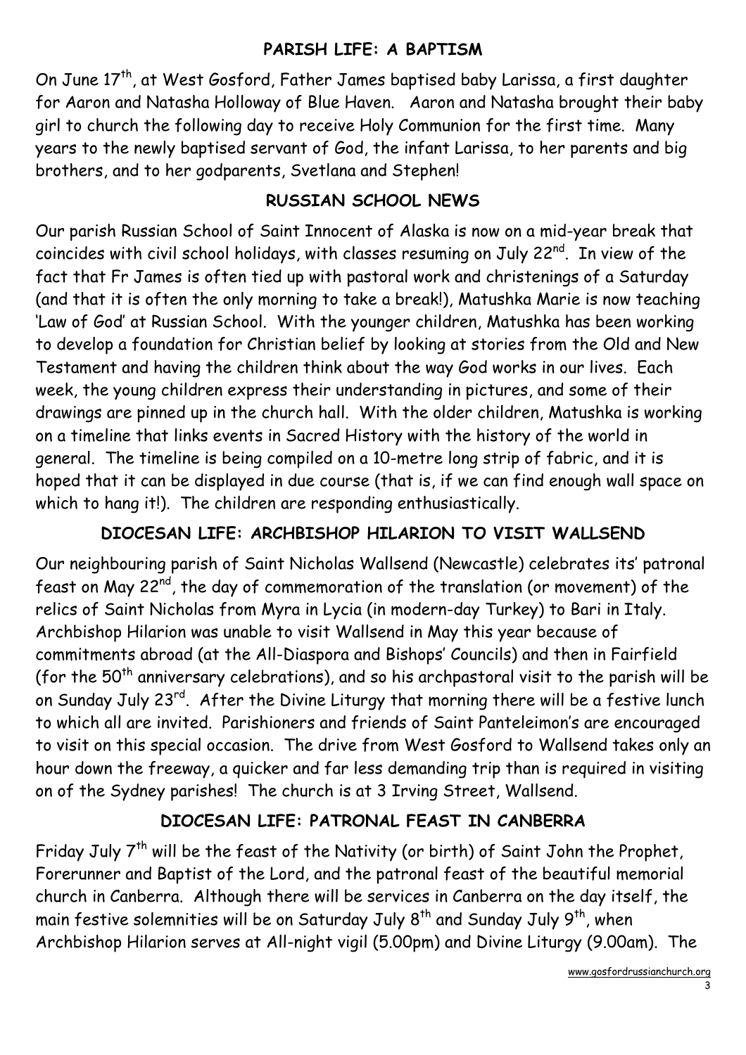## PARISH LIFE: A BAPTISM

On June 17th, at West Gosford, Father James baptised baby Larissa, a first daughter for Aaron and Natasha Holloway of Blue Haven. Aaron and Natasha brought their baby girl to church the following day to receive Holy Communion for the first time. Many years to the newly baptised servant of God, the infant Larissa, to her parents and big brothers, and to her godparents, Svetlana and Stephen!

## RUSSIAN SCHOOL NEWS

Our parish Russian School of Saint Innocent of Alaska is now on a mid-year break that coincides with civil school holidays, with classes resuming on July 22nd. In view of the fact that Fr James is often tied up with pastoral work and christenings of a Saturday (and that it is often the only morning to take a break!), Matushka Marie is now teaching 'Law of God' at Russian School. With the younger children, Matushka has been working to develop a foundation for Christian belief by looking at stories from the Old and New Testament and having the children think about the way God works in our lives. Each week, the young children express their understanding in pictures, and some of their drawings are pinned up in the church hall. With the older children, Matushka is working on a timeline that links events in Sacred History with the history of the world in general. The timeline is being compiled on a 10-metre long strip of fabric, and it is hoped that it can be displayed in due course (that is, if we can find enough wall space on which to hang it!). The children are responding enthusiastically.

## DIOCESAN LIFE: ARCHBISHOP HILARION TO VISIT WALLSEND

Our neighbouring parish of Saint Nicholas Wallsend (Newcastle) celebrates its' patronal feast on May 22nd, the day of commemoration of the translation (or movement) of the relics of Saint Nicholas from Myra in Lycia (in modern-day Turkey) to Bari in Italy. Archbishop Hilarion was unable to visit Wallsend in May this year because of commitments abroad (at the All-Diaspora and Bishops' Councils) and then in Fairfield (for the 50th anniversary celebrations), and so his archpastoral visit to the parish will be on Sunday July 23rd. After the Divine Liturgy that morning there will be a festive lunch to which all are invited. Parishioners and friends of Saint Panteleimon's are encouraged to visit on this special occasion. The drive from West Gosford to Wallsend takes only an hour down the freeway, a quicker and far less demanding trip than is required in visiting on of the Sydney parishes! The church is at 3 Irving Street, Wallsend.

## DIOCESAN LIFE: PATRONAL FEAST IN CANBERRA

Friday July 7th will be the feast of the Nativity (or birth) of Saint John the Prophet, Forerunner and Baptist of the Lord, and the patronal feast of the beautiful memorial church in Canberra. Although there will be services in Canberra on the day itself, the main festive solemnities will be on Saturday July 8th and Sunday July 9th, when Archbishop Hilarion serves at All-night vigil (5.00pm) and Divine Liturgy (9.00am). The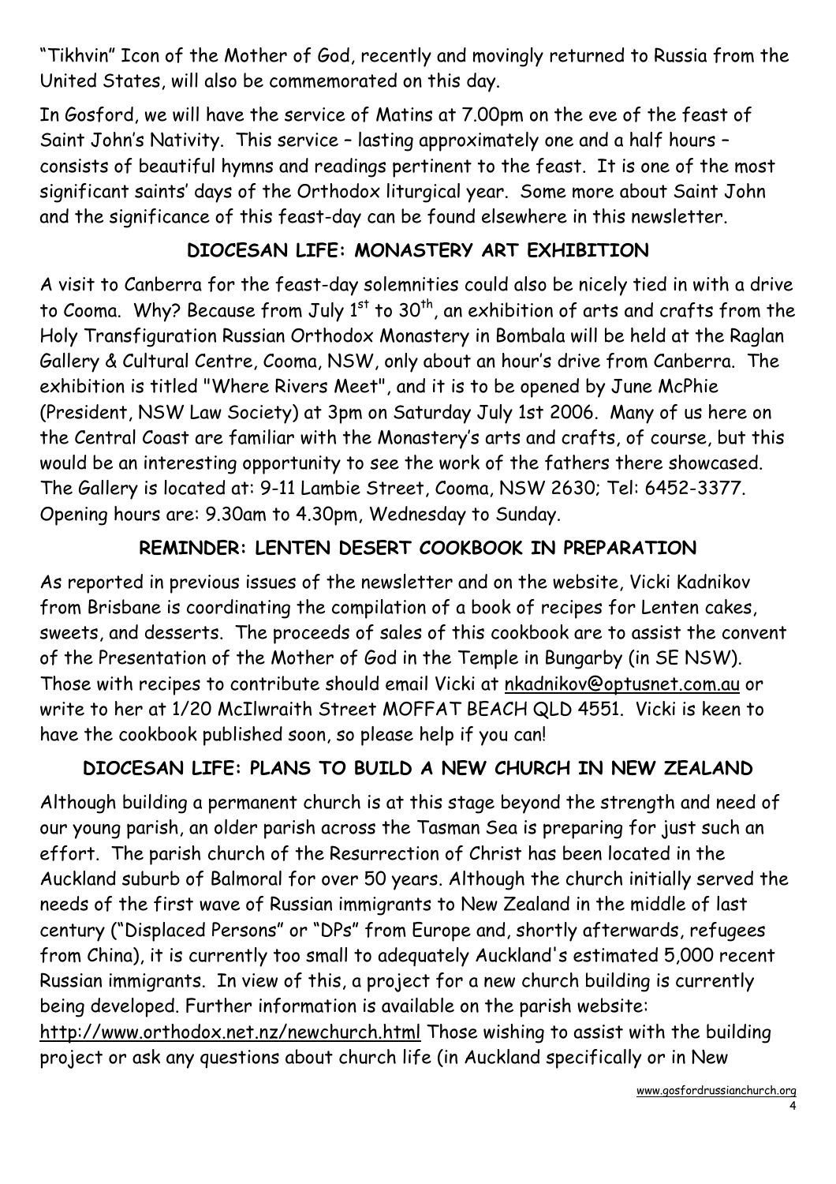"Tikhvin" Icon of the Mother of God, recently and movingly returned to Russia from the United States, will also be commemorated on this day.

In Gosford, we will have the service of Matins at 7.00pm on the eve of the feast of Saint John's Nativity. This service – lasting approximately one and a half hours – consists of beautiful hymns and readings pertinent to the feast. It is one of the most significant saints' days of the Orthodox liturgical year. Some more about Saint John and the significance of this feast-day can be found elsewhere in this newsletter.

## DIOCESAN LIFE: MONASTERY ART EXHIBITION

A visit to Canberra for the feast-day solemnities could also be nicely tied in with a drive to Cooma. Why? Because from July 1st to 30th, an exhibition of arts and crafts from the Holy Transfiguration Russian Orthodox Monastery in Bombala will be held at the Raglan Gallery & Cultural Centre, Cooma, NSW, only about an hour's drive from Canberra. The exhibition is titled "Where Rivers Meet", and it is to be opened by June McPhie (President, NSW Law Society) at 3pm on Saturday July 1st 2006. Many of us here on the Central Coast are familiar with the Monastery's arts and crafts, of course, but this would be an interesting opportunity to see the work of the fathers there showcased. The Gallery is located at: 9-11 Lambie Street, Cooma, NSW 2630; Tel: 6452-3377. Opening hours are: 9.30am to 4.30pm, Wednesday to Sunday.

## REMINDER: LENTEN DESERT COOKBOOK IN PREPARATION

As reported in previous issues of the newsletter and on the website, Vicki Kadnikov from Brisbane is coordinating the compilation of a book of recipes for Lenten cakes, sweets, and desserts. The proceeds of sales of this cookbook are to assist the convent of the Presentation of the Mother of God in the Temple in Bungarby (in SE NSW). Those with recipes to contribute should email Vicki at nkadnikov@optusnet.com.au or write to her at 1/20 McIlwraith Street MOFFAT BEACH QLD 4551. Vicki is keen to have the cookbook published soon, so please help if you can!

## DIOCESAN LIFE: PLANS TO BUILD A NEW CHURCH IN NEW ZEALAND

Although building a permanent church is at this stage beyond the strength and need of our young parish, an older parish across the Tasman Sea is preparing for just such an effort. The parish church of the Resurrection of Christ has been located in the Auckland suburb of Balmoral for over 50 years. Although the church initially served the needs of the first wave of Russian immigrants to New Zealand in the middle of last century ("Displaced Persons" or "DPs" from Europe and, shortly afterwards, refugees from China), it is currently too small to adequately Auckland's estimated 5,000 recent Russian immigrants. In view of this, a project for a new church building is currently being developed. Further information is available on the parish website: http://www.orthodox.net.nz/newchurch.html Those wishing to assist with the building project or ask any questions about church life (in Auckland specifically or in New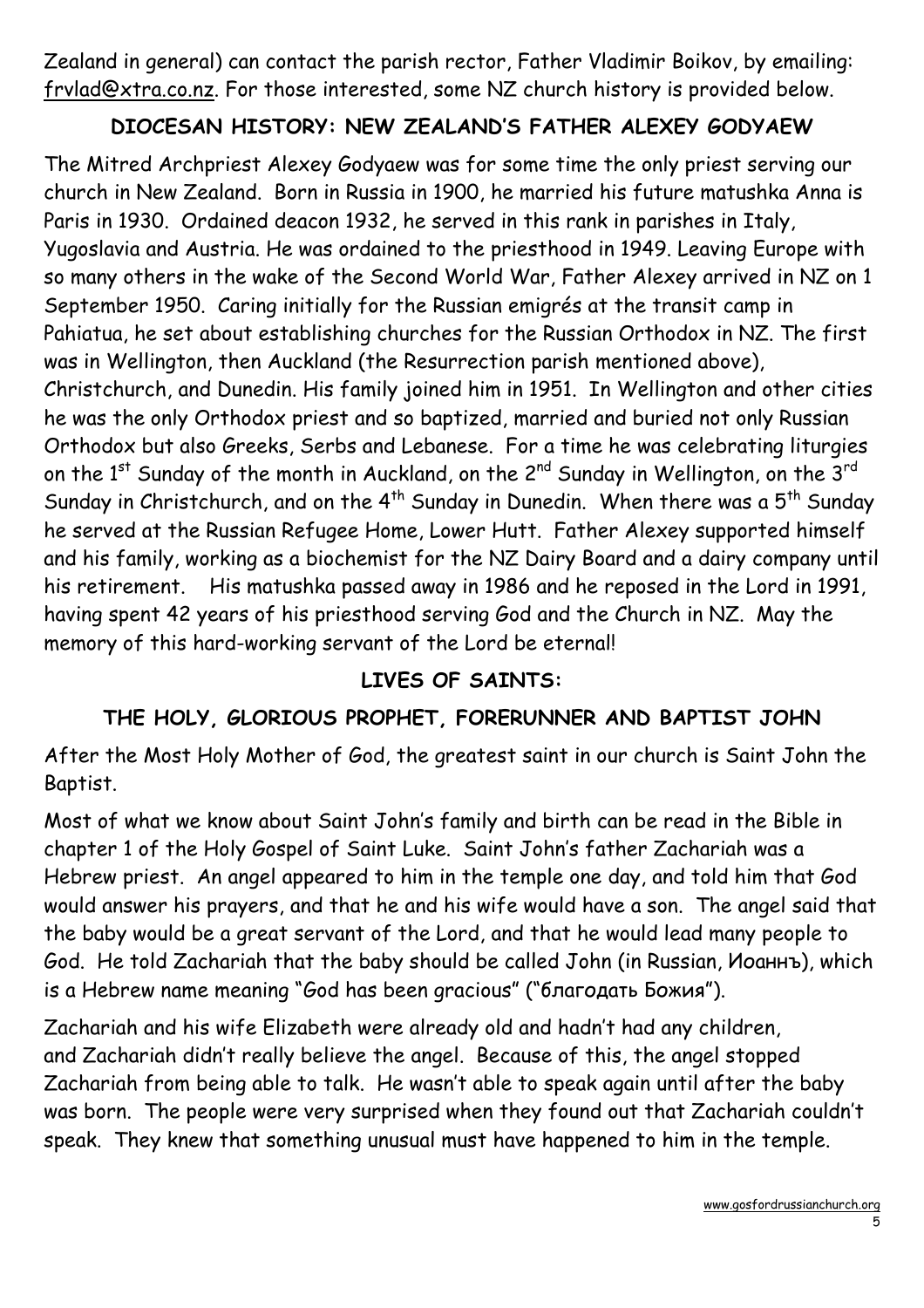Zealand in general) can contact the parish rector, Father Vladimir Boikov, by emailing: frvlad@xtra.co.nz. For those interested, some NZ church history is provided below.

## DIOCESAN HISTORY: NEW ZEALAND'S FATHER ALEXEY GODYAEW

The Mitred Archpriest Alexey Godyaew was for some time the only priest serving our church in New Zealand. Born in Russia in 1900, he married his future matushka Anna is Paris in 1930. Ordained deacon 1932, he served in this rank in parishes in Italy, Yugoslavia and Austria. He was ordained to the priesthood in 1949. Leaving Europe with so many others in the wake of the Second World War, Father Alexey arrived in NZ on 1 September 1950. Caring initially for the Russian emigrés at the transit camp in Pahiatua, he set about establishing churches for the Russian Orthodox in NZ. The first was in Wellington, then Auckland (the Resurrection parish mentioned above), Christchurch, and Dunedin. His family joined him in 1951. In Wellington and other cities he was the only Orthodox priest and so baptized, married and buried not only Russian Orthodox but also Greeks, Serbs and Lebanese. For a time he was celebrating liturgies on the 1st Sunday of the month in Auckland, on the 2nd Sunday in Wellington, on the 3rd Sunday in Christchurch, and on the 4th Sunday in Dunedin. When there was a 5th Sunday he served at the Russian Refugee Home, Lower Hutt. Father Alexey supported himself and his family, working as a biochemist for the NZ Dairy Board and a dairy company until his retirement. His matushka passed away in 1986 and he reposed in the Lord in 1991, having spent 42 years of his priesthood serving God and the Church in NZ. May the memory of this hard-working servant of the Lord be eternal!

## LIVES OF SAINTS:

## THE HOLY, GLORIOUS PROPHET, FORERUNNER AND BAPTIST JOHN

After the Most Holy Mother of God, the greatest saint in our church is Saint John the Baptist.

Most of what we know about Saint John's family and birth can be read in the Bible in chapter 1 of the Holy Gospel of Saint Luke. Saint John's father Zachariah was a Hebrew priest. An angel appeared to him in the temple one day, and told him that God would answer his prayers, and that he and his wife would have a son. The angel said that the baby would be a great servant of the Lord, and that he would lead many people to God. He told Zachariah that the baby should be called John (in Russian, Иоаннъ), which is a Hebrew name meaning "God has been gracious" ("благодать Божия").

Zachariah and his wife Elizabeth were already old and hadn't had any children, and Zachariah didn't really believe the angel. Because of this, the angel stopped Zachariah from being able to talk. He wasn't able to speak again until after the baby was born. The people were very surprised when they found out that Zachariah couldn't speak. They knew that something unusual must have happened to him in the temple.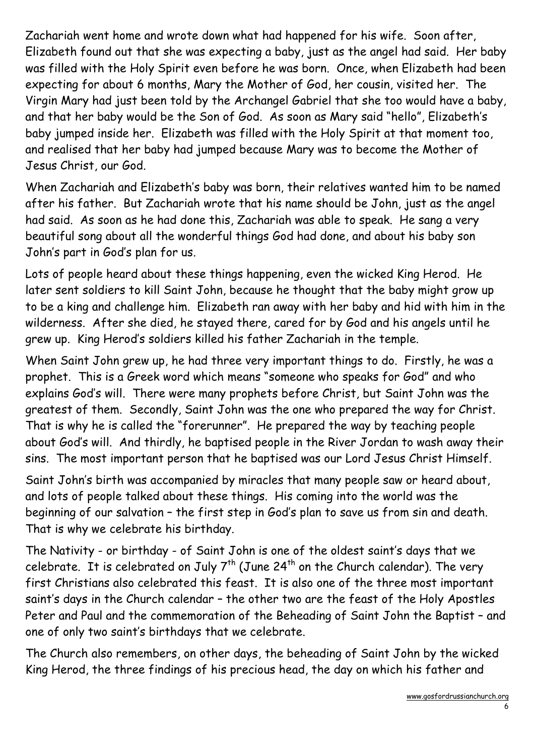Zachariah went home and wrote down what had happened for his wife. Soon after, Elizabeth found out that she was expecting a baby, just as the angel had said. Her baby was filled with the Holy Spirit even before he was born. Once, when Elizabeth had been expecting for about 6 months, Mary the Mother of God, her cousin, visited her. The Virgin Mary had just been told by the Archangel Gabriel that she too would have a baby, and that her baby would be the Son of God. As soon as Mary said "hello", Elizabeth's baby jumped inside her. Elizabeth was filled with the Holy Spirit at that moment too, and realised that her baby had jumped because Mary was to become the Mother of Jesus Christ, our God.

When Zachariah and Elizabeth's baby was born, their relatives wanted him to be named after his father. But Zachariah wrote that his name should be John, just as the angel had said. As soon as he had done this, Zachariah was able to speak. He sang a very beautiful song about all the wonderful things God had done, and about his baby son John's part in God's plan for us.

Lots of people heard about these things happening, even the wicked King Herod. He later sent soldiers to kill Saint John, because he thought that the baby might grow up to be a king and challenge him. Elizabeth ran away with her baby and hid with him in the wilderness. After she died, he stayed there, cared for by God and his angels until he grew up. King Herod's soldiers killed his father Zachariah in the temple.

When Saint John grew up, he had three very important things to do. Firstly, he was a prophet. This is a Greek word which means "someone who speaks for God" and who explains God's will. There were many prophets before Christ, but Saint John was the greatest of them. Secondly, Saint John was the one who prepared the way for Christ. That is why he is called the "forerunner". He prepared the way by teaching people about God's will. And thirdly, he baptised people in the River Jordan to wash away their sins. The most important person that he baptised was our Lord Jesus Christ Himself.

Saint John's birth was accompanied by miracles that many people saw or heard about, and lots of people talked about these things. His coming into the world was the beginning of our salvation – the first step in God's plan to save us from sin and death. That is why we celebrate his birthday.

The Nativity - or birthday - of Saint John is one of the oldest saint's days that we celebrate. It is celebrated on July 7th (June 24th on the Church calendar). The very first Christians also celebrated this feast. It is also one of the three most important saint's days in the Church calendar – the other two are the feast of the Holy Apostles Peter and Paul and the commemoration of the Beheading of Saint John the Baptist – and one of only two saint's birthdays that we celebrate.

The Church also remembers, on other days, the beheading of Saint John by the wicked King Herod, the three findings of his precious head, the day on which his father and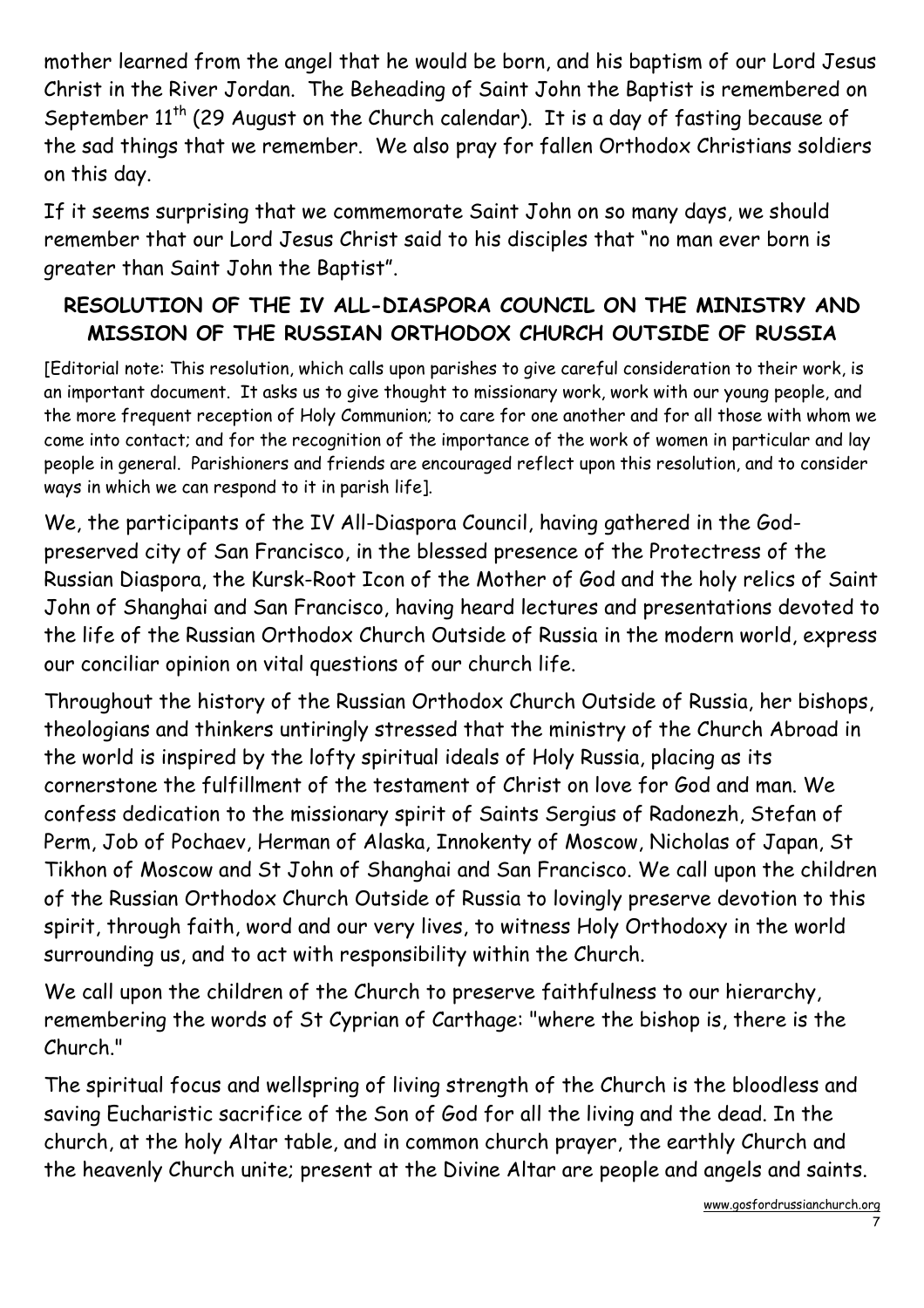mother learned from the angel that he would be born, and his baptism of our Lord Jesus Christ in the River Jordan. The Beheading of Saint John the Baptist is remembered on September 11th (29 August on the Church calendar). It is a day of fasting because of the sad things that we remember. We also pray for fallen Orthodox Christians soldiers on this day.

If it seems surprising that we commemorate Saint John on so many days, we should remember that our Lord Jesus Christ said to his disciples that "no man ever born is greater than Saint John the Baptist".

## RESOLUTION OF THE IV ALL-DIASPORA COUNCIL ON THE MINISTRY AND MISSION OF THE RUSSIAN ORTHODOX CHURCH OUTSIDE OF RUSSIA

[Editorial note: This resolution, which calls upon parishes to give careful consideration to their work, is an important document. It asks us to give thought to missionary work, work with our young people, and the more frequent reception of Holy Communion; to care for one another and for all those with whom we come into contact; and for the recognition of the importance of the work of women in particular and lay people in general. Parishioners and friends are encouraged reflect upon this resolution, and to consider ways in which we can respond to it in parish life].

We, the participants of the IV All-Diaspora Council, having gathered in the God-preserved city of San Francisco, in the blessed presence of the Protectress of the Russian Diaspora, the Kursk-Root Icon of the Mother of God and the holy relics of Saint John of Shanghai and San Francisco, having heard lectures and presentations devoted to the life of the Russian Orthodox Church Outside of Russia in the modern world, express our conciliar opinion on vital questions of our church life.

Throughout the history of the Russian Orthodox Church Outside of Russia, her bishops, theologians and thinkers untiringly stressed that the ministry of the Church Abroad in the world is inspired by the lofty spiritual ideals of Holy Russia, placing as its cornerstone the fulfillment of the testament of Christ on love for God and man. We confess dedication to the missionary spirit of Saints Sergius of Radonezh, Stefan of Perm, Job of Pochaev, Herman of Alaska, Innokenty of Moscow, Nicholas of Japan, St Tikhon of Moscow and St John of Shanghai and San Francisco. We call upon the children of the Russian Orthodox Church Outside of Russia to lovingly preserve devotion to this spirit, through faith, word and our very lives, to witness Holy Orthodoxy in the world surrounding us, and to act with responsibility within the Church.

We call upon the children of the Church to preserve faithfulness to our hierarchy, remembering the words of St Cyprian of Carthage: "where the bishop is, there is the Church."

The spiritual focus and wellspring of living strength of the Church is the bloodless and saving Eucharistic sacrifice of the Son of God for all the living and the dead. In the church, at the holy Altar table, and in common church prayer, the earthly Church and the heavenly Church unite; present at the Divine Altar are people and angels and saints.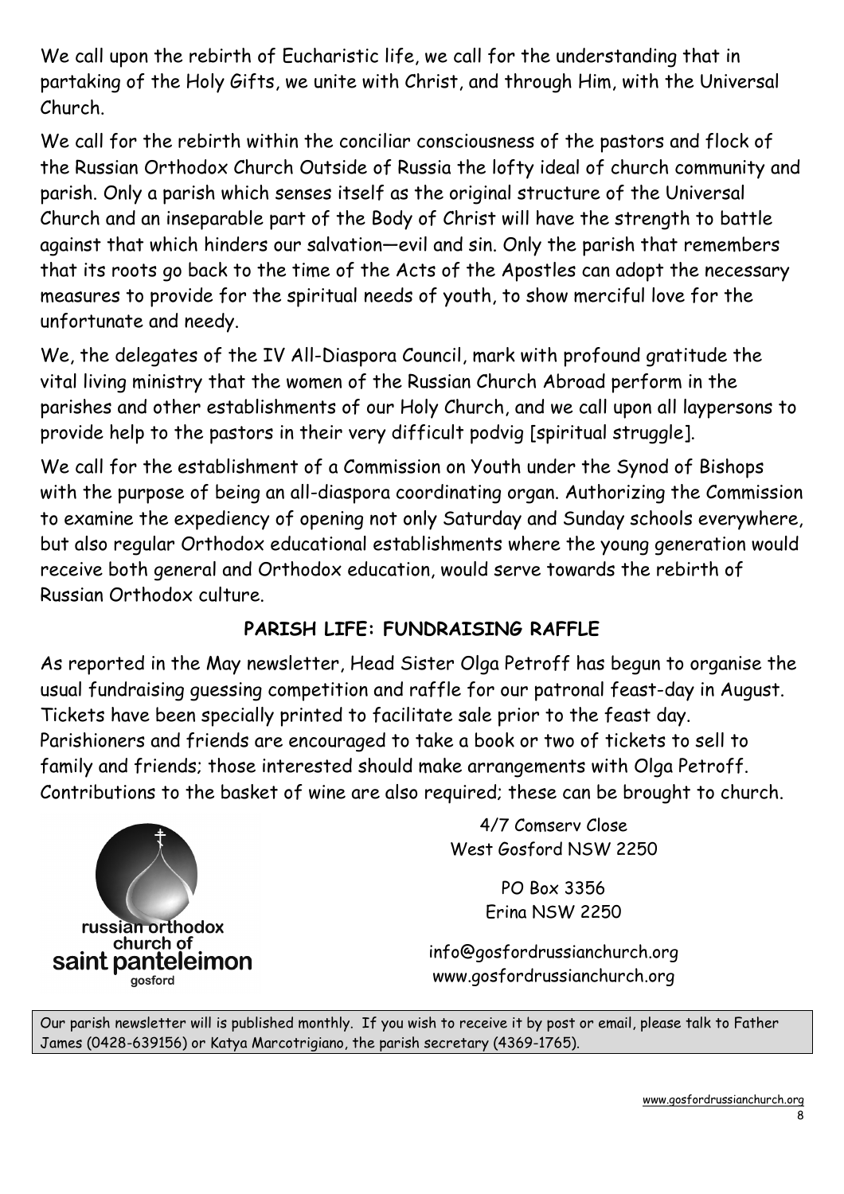We call upon the rebirth of Eucharistic life, we call for the understanding that in partaking of the Holy Gifts, we unite with Christ, and through Him, with the Universal Church.

We call for the rebirth within the conciliar consciousness of the pastors and flock of the Russian Orthodox Church Outside of Russia the lofty ideal of church community and parish. Only a parish which senses itself as the original structure of the Universal Church and an inseparable part of the Body of Christ will have the strength to battle against that which hinders our salvation—evil and sin. Only the parish that remembers that its roots go back to the time of the Acts of the Apostles can adopt the necessary measures to provide for the spiritual needs of youth, to show merciful love for the unfortunate and needy.

We, the delegates of the IV All-Diaspora Council, mark with profound gratitude the vital living ministry that the women of the Russian Church Abroad perform in the parishes and other establishments of our Holy Church, and we call upon all laypersons to provide help to the pastors in their very difficult podvig [spiritual struggle].

We call for the establishment of a Commission on Youth under the Synod of Bishops with the purpose of being an all-diaspora coordinating organ. Authorizing the Commission to examine the expediency of opening not only Saturday and Sunday schools everywhere, but also regular Orthodox educational establishments where the young generation would receive both general and Orthodox education, would serve towards the rebirth of Russian Orthodox culture.

## PARISH LIFE: FUNDRAISING RAFFLE

As reported in the May newsletter, Head Sister Olga Petroff has begun to organise the usual fundraising guessing competition and raffle for our patronal feast-day in August. Tickets have been specially printed to facilitate sale prior to the feast day. Parishioners and friends are encouraged to take a book or two of tickets to sell to family and friends; those interested should make arrangements with Olga Petroff. Contributions to the basket of wine are also required; these can be brought to church.

russian orthodox
church of
saint panteleimon
gosford

4/7 Comserv Close
West Gosford NSW 2250

PO Box 3356
Erina NSW 2250

info@gosfordrussianchurch.org
www.gosfordrussianchurch.org

Our parish newsletter will is published monthly. If you wish to receive it by post or email, please talk to Father James (0428-639156) or Katya Marcotrigiano, the parish secretary (4369-1765).